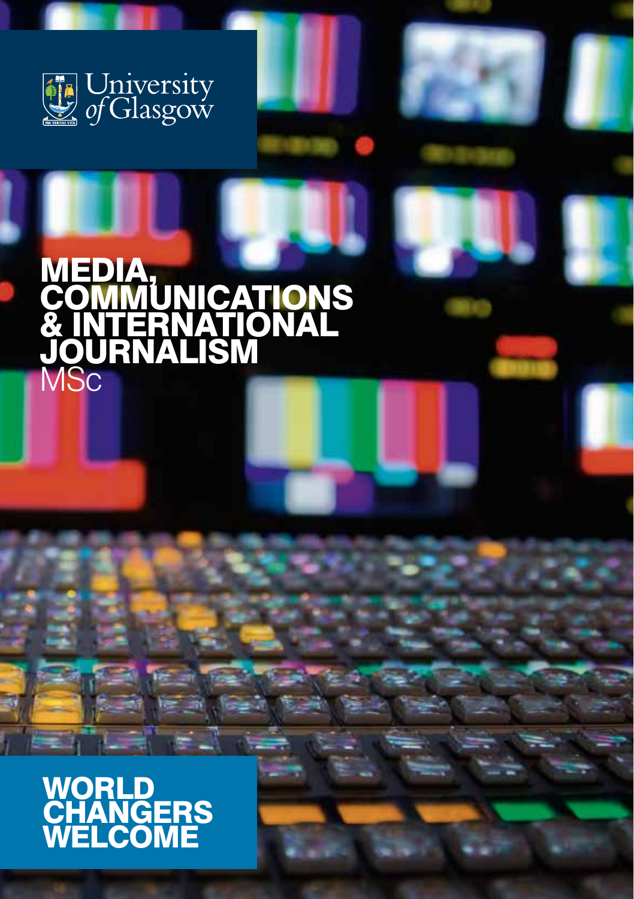University of Glasgow

# MEDIA, COMMUNICATIONS & INTERNATIONAL JOURNALISM

MSc

## WORLD CHANGERS WELCOME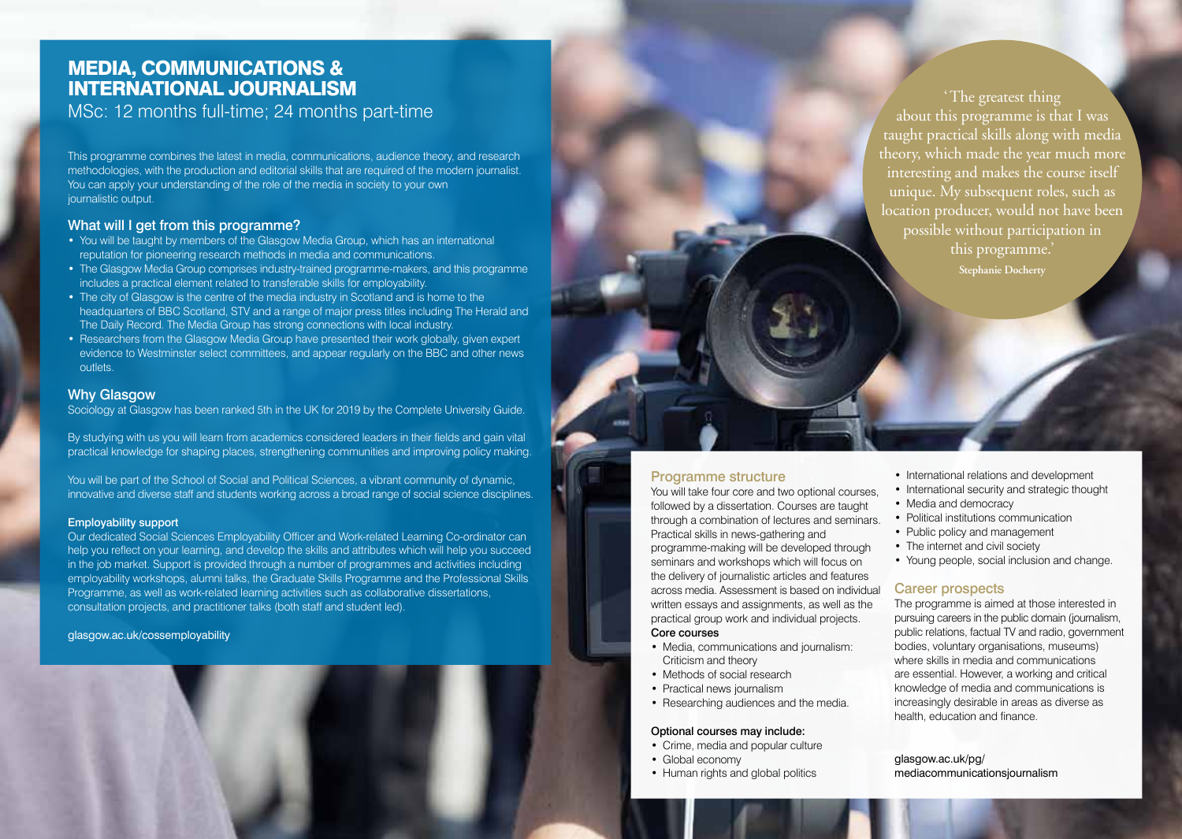# MEDIA, COMMUNICATIONS & INTERNATIONAL JOURNALISM

MSc: 12 months full-time; 24 months part-time

This programme combines the latest in media, communications, audience theory, and research methodologies, with the production and editorial skills that are required of the modern journalist. You can apply your understanding of the role of the media in society to your own journalistic output.

## What will I get from this programme?

- You will be taught by members of the Glasgow Media Group, which has an international reputation for pioneering research methods in media and communications.
- The Glasgow Media Group comprises industry-trained programme-makers, and this programme includes a practical element related to transferable skills for employability.
- The city of Glasgow is the centre of the media industry in Scotland and is home to the headquarters of BBC Scotland, STV and a range of major press titles including The Herald and The Daily Record. The Media Group has strong connections with local industry.
- Researchers from the Glasgow Media Group have presented their work globally, given expert evidence to Westminster select committees, and appear regularly on the BBC and other news outlets.

## Why Glasgow

Sociology at Glasgow has been ranked 5th in the UK for 2019 by the Complete University Guide.

By studying with us you will learn from academics considered leaders in their fields and gain vital practical knowledge for shaping places, strengthening communities and improving policy making.

You will be part of the School of Social and Political Sciences, a vibrant community of dynamic, innovative and diverse staff and students working across a broad range of social science disciplines.

### Employability support

Our dedicated Social Sciences Employability Officer and Work-related Learning Co-ordinator can help you reflect on your learning, and develop the skills and attributes which will help you succeed in the job market. Support is provided through a number of programmes and activities including employability workshops, alumni talks, the Graduate Skills Programme and the Professional Skills Programme, as well as work-related learning activities such as collaborative dissertations, consultation projects, and practitioner talks (both staff and student led).

glasgow.ac.uk/cossemployability

'The greatest thing about this programme is that I was taught practical skills along with media theory, which made the year much more interesting and makes the course itself unique. My subsequent roles, such as location producer, would not have been possible without participation in this programme.'

**Stephanie Docherty**

## Programme structure

You will take four core and two optional courses, followed by a dissertation. Courses are taught through a combination of lectures and seminars. Practical skills in news-gathering and programme-making will be developed through seminars and workshops which will focus on the delivery of journalistic articles and features across media. Assessment is based on individual written essays and assignments, as well as the practical group work and individual projects.

### Core courses

- Media, communications and journalism: Criticism and theory
- Methods of social research
- Practical news journalism
- Researching audiences and the media.

### Optional courses may include:

- Crime, media and popular culture
- Global economy
- Human rights and global politics
- International relations and development
- International security and strategic thought
- Media and democracy
- Political institutions communication
- Public policy and management
- The internet and civil society
- Young people, social inclusion and change.

## Career prospects

The programme is aimed at those interested in pursuing careers in the public domain (journalism, public relations, factual TV and radio, government bodies, voluntary organisations, museums) where skills in media and communications are essential. However, a working and critical knowledge of media and communications is increasingly desirable in areas as diverse as health, education and finance.

glasgow.ac.uk/pg/mediacommunicationsjournalism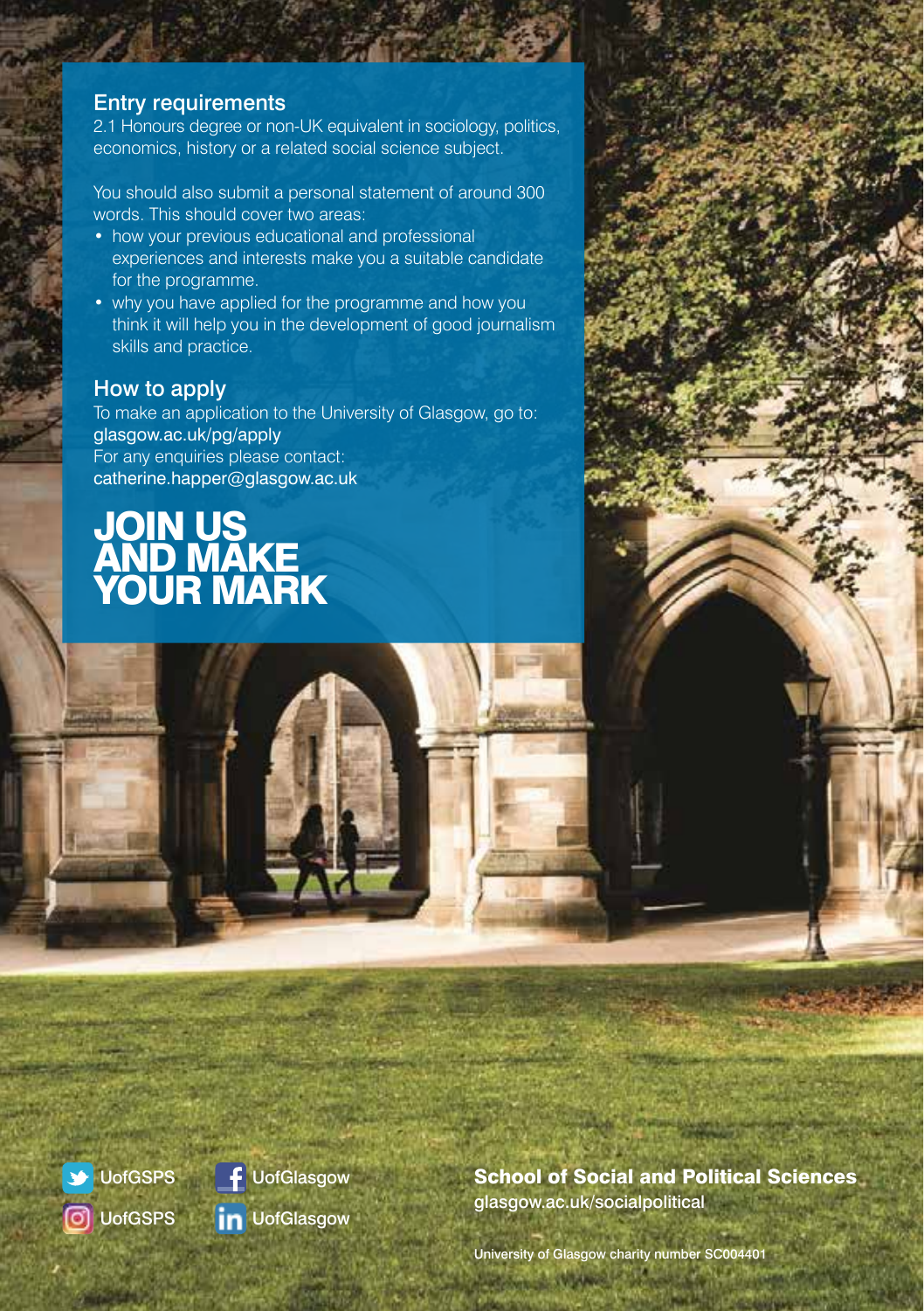## Entry requirements

2.1 Honours degree or non-UK equivalent in sociology, politics, economics, history or a related social science subject.

You should also submit a personal statement of around 300 words. This should cover two areas:

- how your previous educational and professional experiences and interests make you a suitable candidate for the programme.
- why you have applied for the programme and how you think it will help you in the development of good journalism skills and practice.

## How to apply

To make an application to the University of Glasgow, go to: glasgow.ac.uk/pg/apply
For any enquiries please contact: catherine.happer@glasgow.ac.uk

# JOIN US AND MAKE YOUR MARK

UofGSPS
UofGSPS
UofGlasgow
UofGlasgow

**School of Social and Political Sciences**
glasgow.ac.uk/socialpolitical

University of Glasgow charity number SC004401